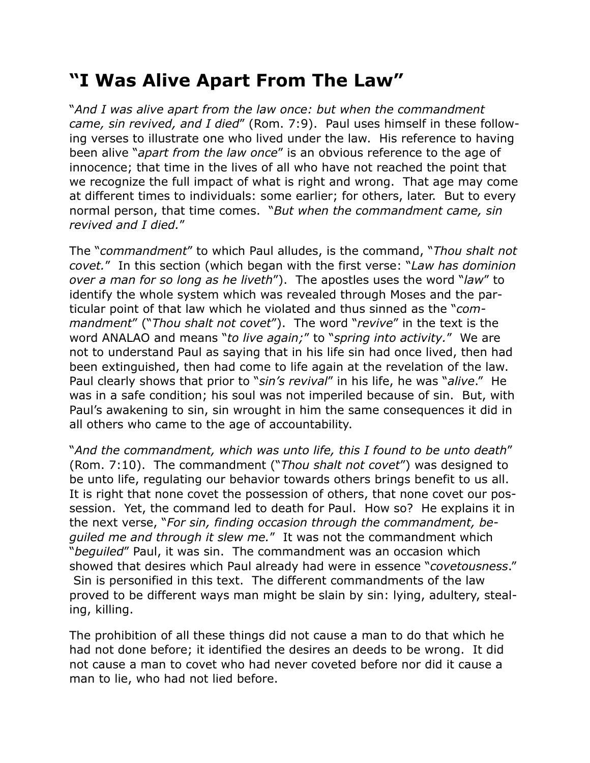# "I Was Alive Apart From The Law"

"*And I was alive apart from the law once: but when the commandment came, sin revived, and I died*" (Rom. 7:9). Paul uses himself in these following verses to illustrate one who lived under the law. His reference to having been alive "*apart from the law once*" is an obvious reference to the age of innocence; that time in the lives of all who have not reached the point that we recognize the full impact of what is right and wrong. That age may come at different times to individuals: some earlier; for others, later. But to every normal person, that time comes. "*But when the commandment came, sin revived and I died.*"

The "*commandment*" to which Paul alludes, is the command, "*Thou shalt not covet.*" In this section (which began with the first verse: "*Law has dominion over a man for so long as he liveth*"). The apostles uses the word "*law*" to identify the whole system which was revealed through Moses and the particular point of that law which he violated and thus sinned as the "*commandment*" ("*Thou shalt not covet*"). The word "*revive*" in the text is the word ANALAO and means "*to live again;*" to "*spring into activity.*" We are not to understand Paul as saying that in his life sin had once lived, then had been extinguished, then had come to life again at the revelation of the law. Paul clearly shows that prior to "*sin's revival*" in his life, he was "*alive*." He was in a safe condition; his soul was not imperiled because of sin. But, with Paul's awakening to sin, sin wrought in him the same consequences it did in all others who came to the age of accountability.

"*And the commandment, which was unto life, this I found to be unto death*" (Rom. 7:10). The commandment ("*Thou shalt not covet*") was designed to be unto life, regulating our behavior towards others brings benefit to us all. It is right that none covet the possession of others, that none covet our possession. Yet, the command led to death for Paul. How so? He explains it in the next verse, "*For sin, finding occasion through the commandment, beguiled me and through it slew me.*" It was not the commandment which "*beguiled*" Paul, it was sin. The commandment was an occasion which showed that desires which Paul already had were in essence "*covetousness*." Sin is personified in this text. The different commandments of the law proved to be different ways man might be slain by sin: lying, adultery, stealing, killing.

The prohibition of all these things did not cause a man to do that which he had not done before; it identified the desires an deeds to be wrong. It did not cause a man to covet who had never coveted before nor did it cause a man to lie, who had not lied before.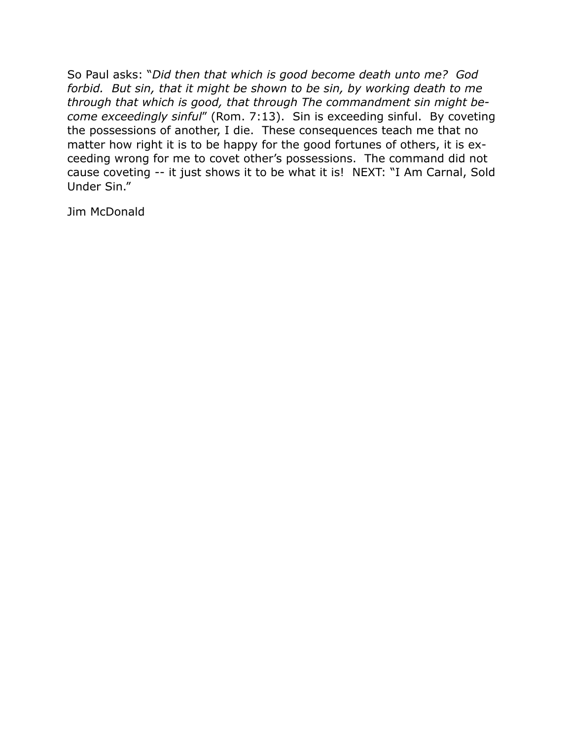So Paul asks: "*Did then that which is good become death unto me? God forbid. But sin, that it might be shown to be sin, by working death to me through that which is good, that through The commandment sin might become exceedingly sinful*" (Rom. 7:13). Sin is exceeding sinful. By coveting the possessions of another, I die. These consequences teach me that no matter how right it is to be happy for the good fortunes of others, it is exceeding wrong for me to covet other's possessions. The command did not cause coveting -- it just shows it to be what it is! NEXT: "I Am Carnal, Sold Under Sin."

Jim McDonald